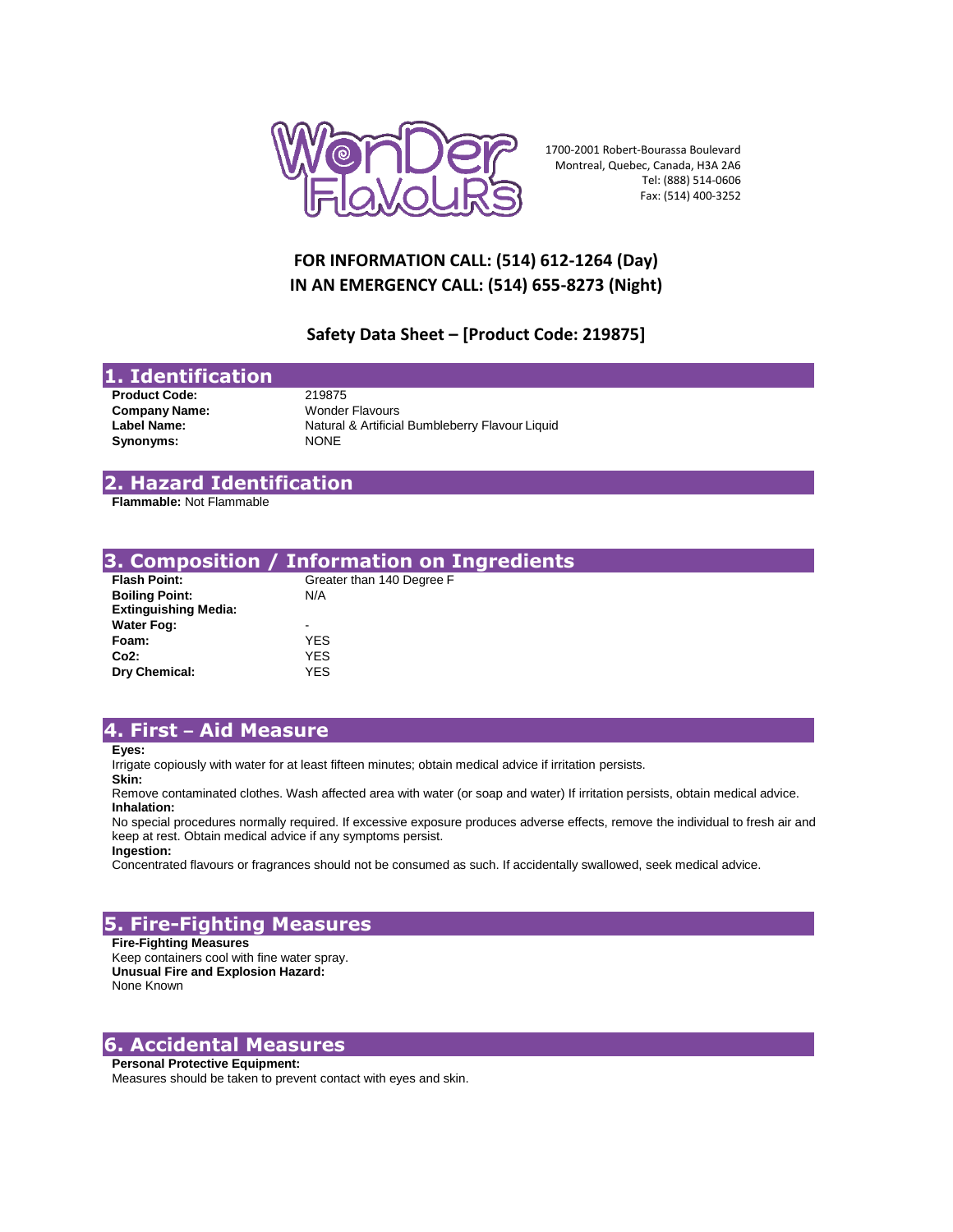1700-2001 Robert-Bourassa Boulevard
Montreal, Quebec, Canada, H3A 2A6
Tel: (888) 514-0606
Fax: (514) 400-3252

**FOR INFORMATION CALL: (514) 612-1264 (Day)**
**IN AN EMERGENCY CALL: (514) 655-8273 (Night)**

**Safety Data Sheet – [Product Code: 219875]**

## 1. Identification

| | |
|---|---|
| **Product Code:** | 219875 |
| **Company Name:** | Wonder Flavours |
| **Label Name:** | Natural & Artificial Bumbleberry Flavour Liquid |
| **Synonyms:** | NONE |

## 2. Hazard Identification

**Flammable:** Not Flammable

## 3. Composition / Information on Ingredients

| | |
|---|---|
| **Flash Point:** | Greater than 140 Degree F |
| **Boiling Point:** | N/A |
| **Extinguishing Media:** | |
| **Water Fog:** | - |
| **Foam:** | YES |
| **Co2:** | YES |
| **Dry Chemical:** | YES |

## 4. First – Aid Measure

**Eyes:**

Irrigate copiously with water for at least fifteen minutes; obtain medical advice if irritation persists.

**Skin:**

Remove contaminated clothes. Wash affected area with water (or soap and water) If irritation persists, obtain medical advice.

**Inhalation:**

No special procedures normally required. If excessive exposure produces adverse effects, remove the individual to fresh air and keep at rest. Obtain medical advice if any symptoms persist.

**Ingestion:**

Concentrated flavours or fragrances should not be consumed as such. If accidentally swallowed, seek medical advice.

## 5. Fire-Fighting Measures

**Fire-Fighting Measures**

Keep containers cool with fine water spray.

**Unusual Fire and Explosion Hazard:**

None Known

## 6. Accidental Measures

**Personal Protective Equipment:**

Measures should be taken to prevent contact with eyes and skin.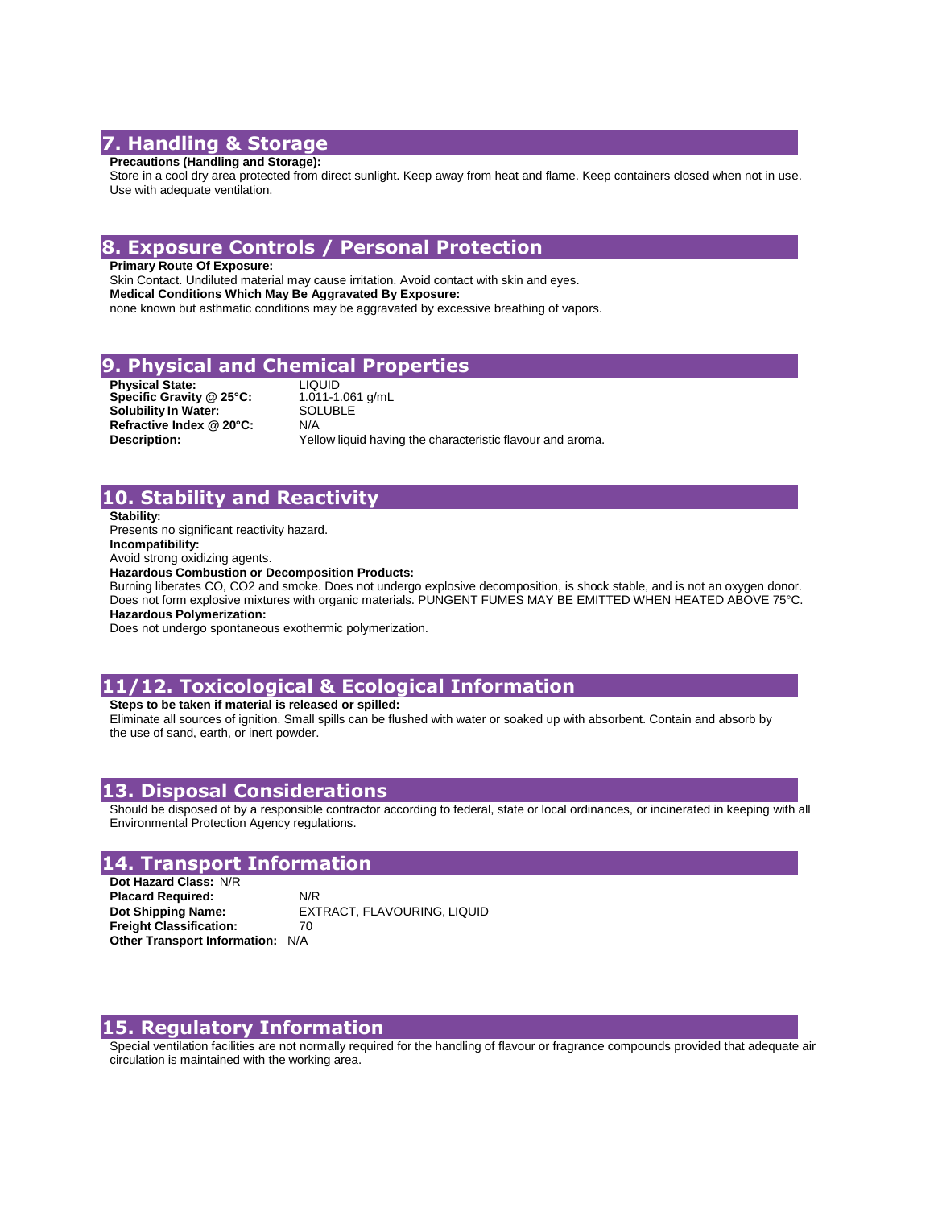## 7. Handling & Storage

**Precautions (Handling and Storage):**

Store in a cool dry area protected from direct sunlight. Keep away from heat and flame. Keep containers closed when not in use. Use with adequate ventilation.

## 8. Exposure Controls / Personal Protection

**Primary Route Of Exposure:**

Skin Contact. Undiluted material may cause irritation. Avoid contact with skin and eyes.

**Medical Conditions Which May Be Aggravated By Exposure:**

none known but asthmatic conditions may be aggravated by excessive breathing of vapors.

## 9. Physical and Chemical Properties

| | |
|---|---|
| **Physical State:** | LIQUID |
| **Specific Gravity @ 25°C:** | 1.011-1.061 g/mL |
| **Solubility In Water:** | SOLUBLE |
| **Refractive Index @ 20°C:** | N/A |
| **Description:** | Yellow liquid having the characteristic flavour and aroma. |

## 10. Stability and Reactivity

**Stability:**

Presents no significant reactivity hazard.

**Incompatibility:**

Avoid strong oxidizing agents.

**Hazardous Combustion or Decomposition Products:**

Burning liberates CO, $CO_2$ and smoke. Does not undergo explosive decomposition, is shock stable, and is not an oxygen donor. Does not form explosive mixtures with organic materials. PUNGENT FUMES MAY BE EMITTED WHEN HEATED ABOVE 75°C.

**Hazardous Polymerization:**

Does not undergo spontaneous exothermic polymerization.

## 11/12. Toxicological & Ecological Information

**Steps to be taken if material is released or spilled:**

Eliminate all sources of ignition. Small spills can be flushed with water or soaked up with absorbent. Contain and absorb by the use of sand, earth, or inert powder.

## 13. Disposal Considerations

Should be disposed of by a responsible contractor according to federal, state or local ordinances, or incinerated in keeping with all Environmental Protection Agency regulations.

## 14. Transport Information

| | |
|---|---|
| **Dot Hazard Class:** | N/R |
| **Placard Required:** | N/R |
| **Dot Shipping Name:** | EXTRACT, FLAVOURING, LIQUID |
| **Freight Classification:** | 70 |
| **Other Transport Information:** | N/A |

## 15. Regulatory Information

Special ventilation facilities are not normally required for the handling of flavour or fragrance compounds provided that adequate air circulation is maintained with the working area.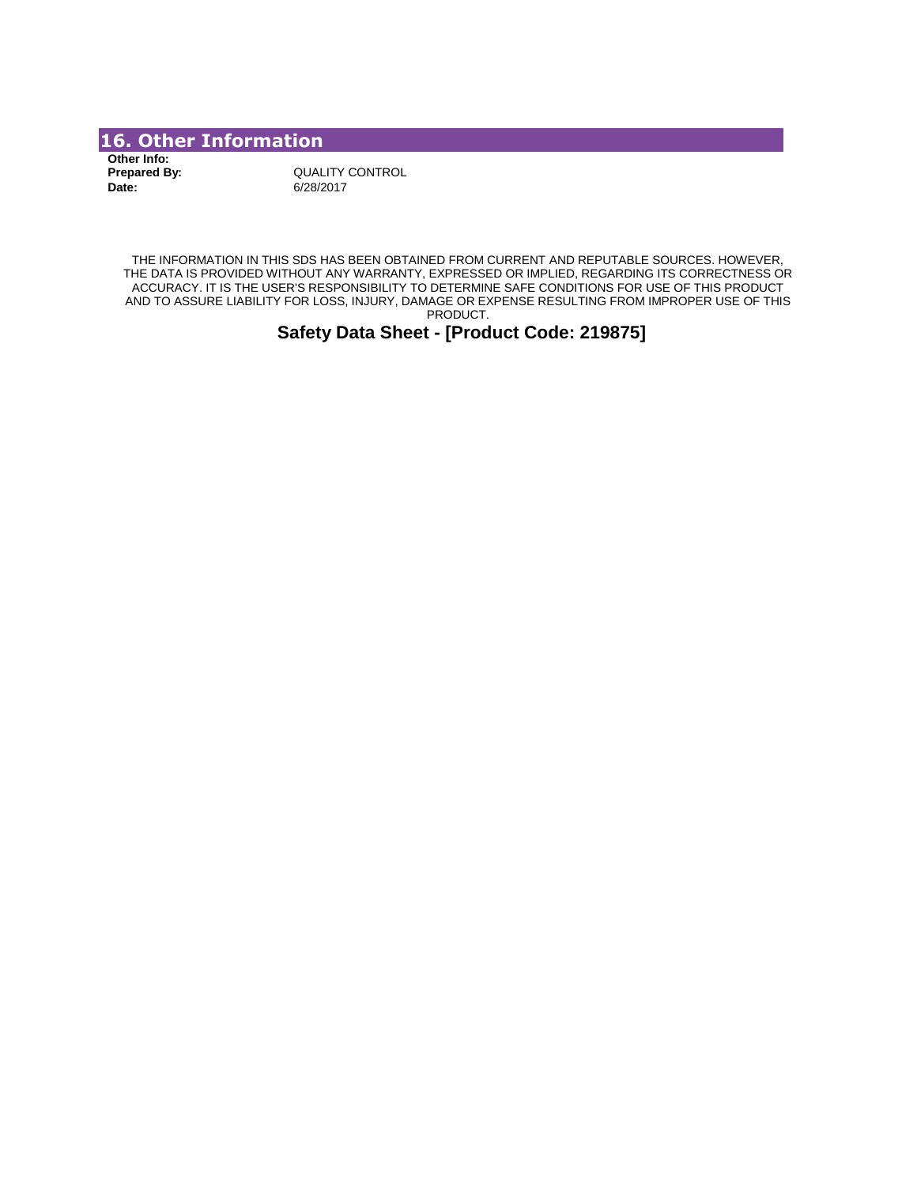## 16. Other Information

**Other Info:**

**Prepared By:** QUALITY CONTROL

**Date:** 6/28/2017

THE INFORMATION IN THIS SDS HAS BEEN OBTAINED FROM CURRENT AND REPUTABLE SOURCES. HOWEVER, THE DATA IS PROVIDED WITHOUT ANY WARRANTY, EXPRESSED OR IMPLIED, REGARDING ITS CORRECTNESS OR ACCURACY. IT IS THE USER'S RESPONSIBILITY TO DETERMINE SAFE CONDITIONS FOR USE OF THIS PRODUCT AND TO ASSURE LIABILITY FOR LOSS, INJURY, DAMAGE OR EXPENSE RESULTING FROM IMPROPER USE OF THIS PRODUCT.

**Safety Data Sheet - [Product Code: 219875]**